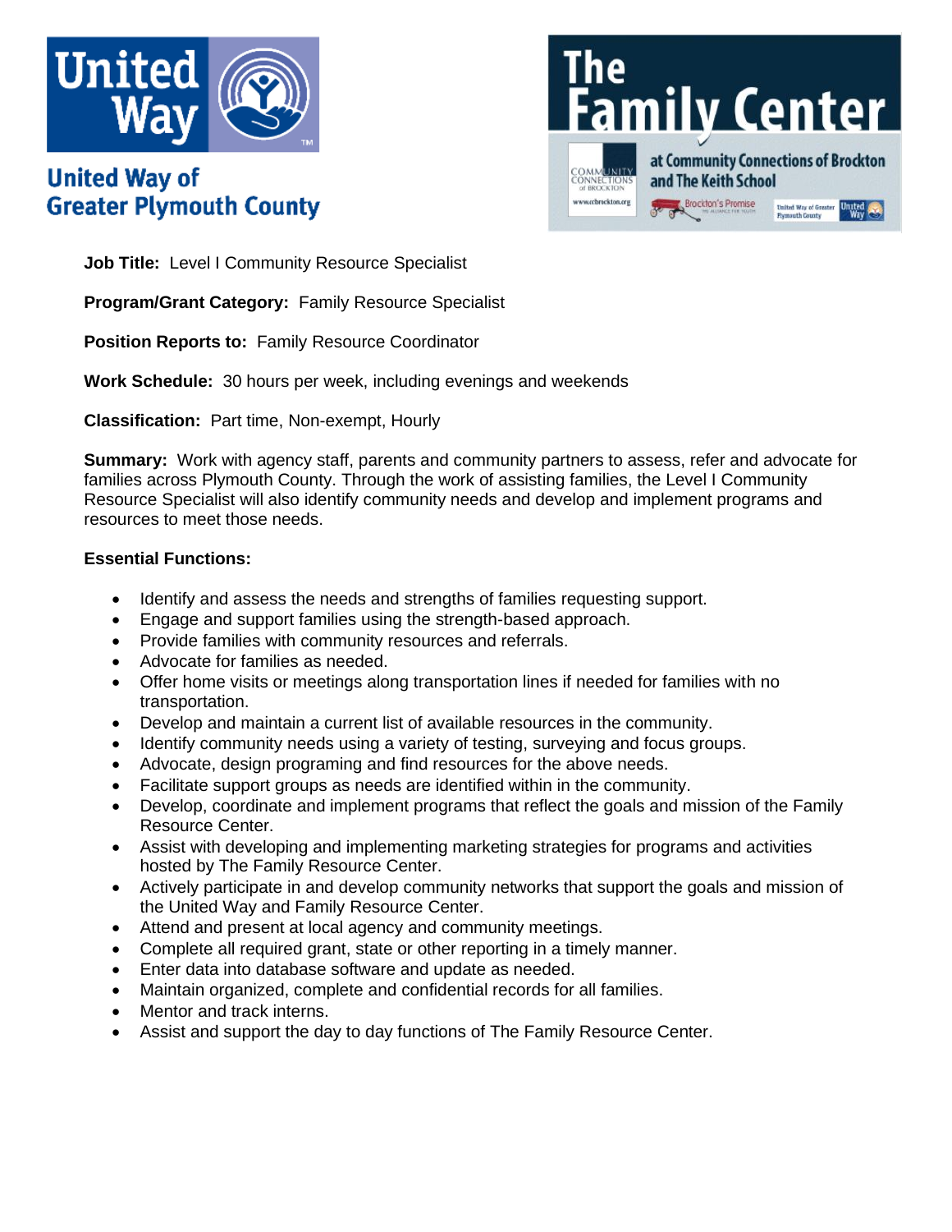United Way of Greater Plymouth County

The Family Center at Community Connections of Brockton and The Keith School

**Job Title:** Level I Community Resource Specialist

**Program/Grant Category:** Family Resource Specialist

**Position Reports to:** Family Resource Coordinator

**Work Schedule:** 30 hours per week, including evenings and weekends

**Classification:** Part time, Non-exempt, Hourly

**Summary:** Work with agency staff, parents and community partners to assess, refer and advocate for families across Plymouth County. Through the work of assisting families, the Level I Community Resource Specialist will also identify community needs and develop and implement programs and resources to meet those needs.

**Essential Functions:**

- Identify and assess the needs and strengths of families requesting support.
- Engage and support families using the strength-based approach.
- Provide families with community resources and referrals.
- Advocate for families as needed.
- Offer home visits or meetings along transportation lines if needed for families with no transportation.
- Develop and maintain a current list of available resources in the community.
- Identify community needs using a variety of testing, surveying and focus groups.
- Advocate, design programing and find resources for the above needs.
- Facilitate support groups as needs are identified within in the community.
- Develop, coordinate and implement programs that reflect the goals and mission of the Family Resource Center.
- Assist with developing and implementing marketing strategies for programs and activities hosted by The Family Resource Center.
- Actively participate in and develop community networks that support the goals and mission of the United Way and Family Resource Center.
- Attend and present at local agency and community meetings.
- Complete all required grant, state or other reporting in a timely manner.
- Enter data into database software and update as needed.
- Maintain organized, complete and confidential records for all families.
- Mentor and track interns.
- Assist and support the day to day functions of The Family Resource Center.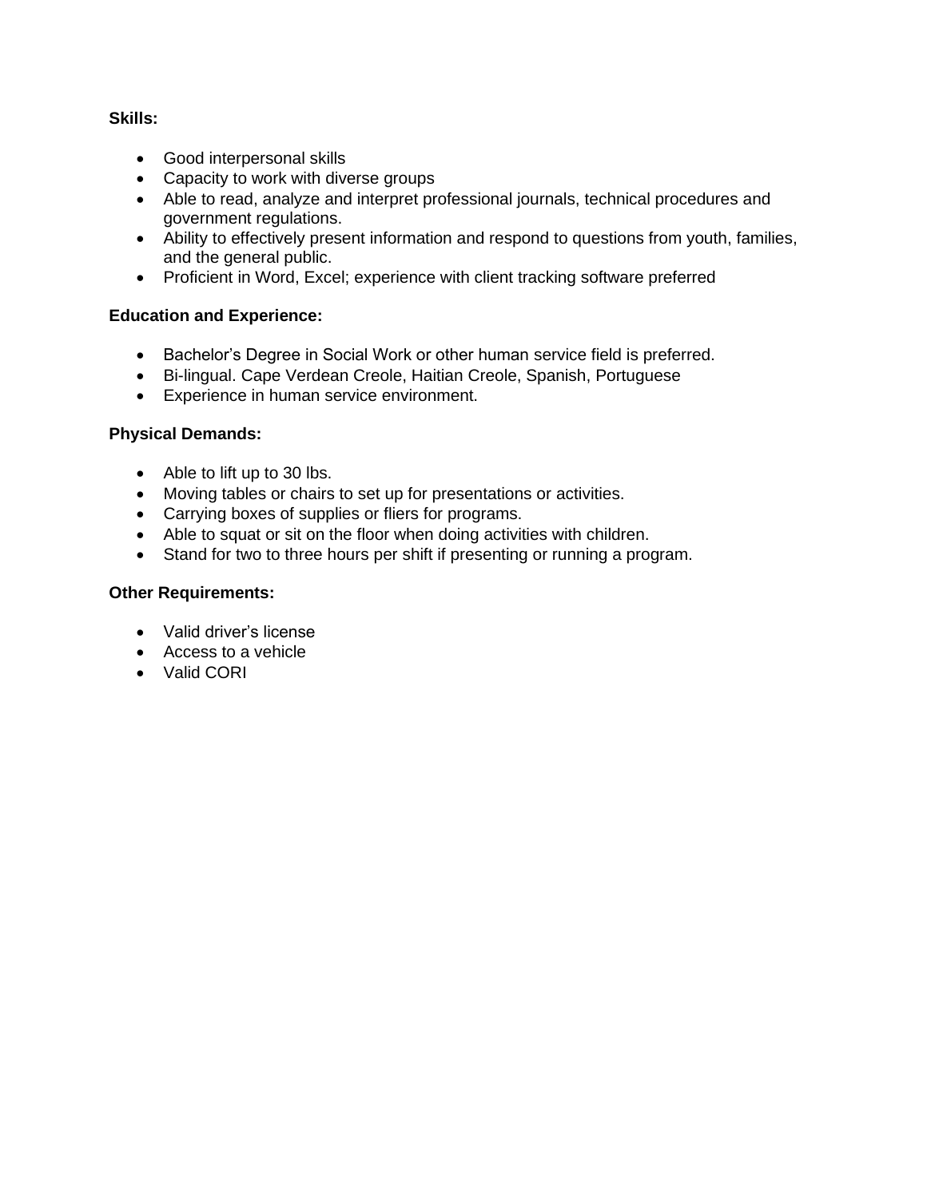**Skills:**

- Good interpersonal skills
- Capacity to work with diverse groups
- Able to read, analyze and interpret professional journals, technical procedures and government regulations.
- Ability to effectively present information and respond to questions from youth, families, and the general public.
- Proficient in Word, Excel; experience with client tracking software preferred

**Education and Experience:**

- Bachelor's Degree in Social Work or other human service field is preferred.
- Bi-lingual. Cape Verdean Creole, Haitian Creole, Spanish, Portuguese
- Experience in human service environment.

**Physical Demands:**

- Able to lift up to 30 lbs.
- Moving tables or chairs to set up for presentations or activities.
- Carrying boxes of supplies or fliers for programs.
- Able to squat or sit on the floor when doing activities with children.
- Stand for two to three hours per shift if presenting or running a program.

**Other Requirements:**

- Valid driver's license
- Access to a vehicle
- Valid CORI